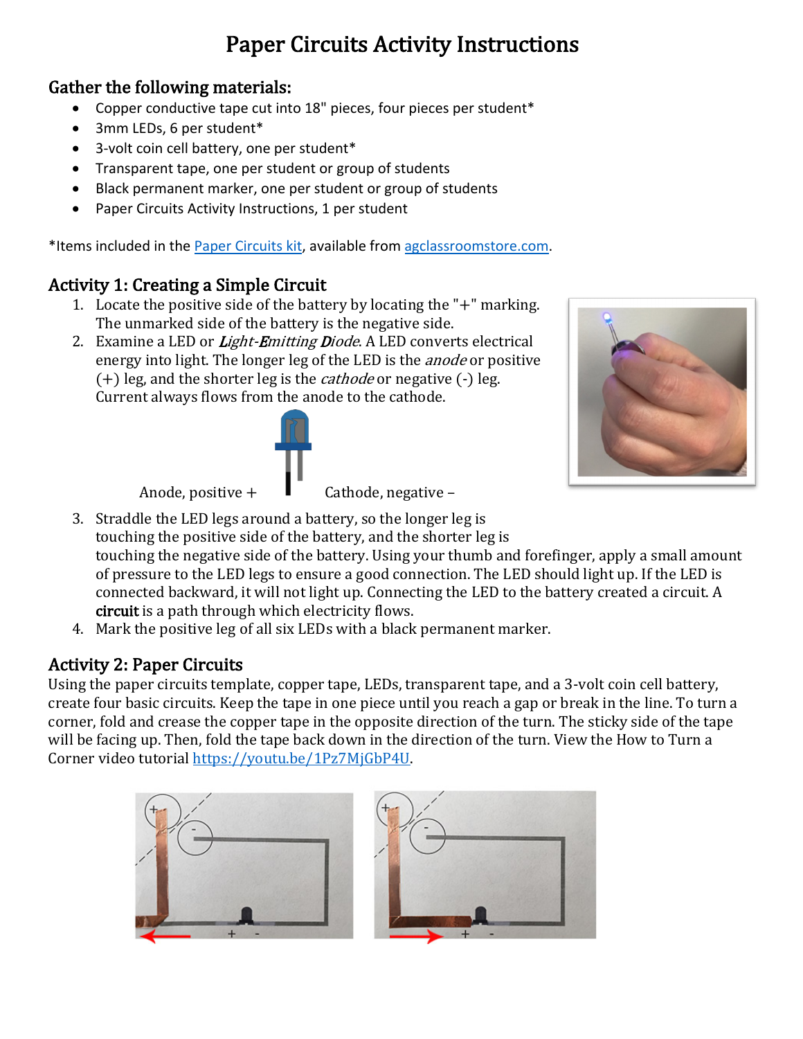# Paper Circuits Activity Instructions

## Gather the following materials:

- Copper conductive tape cut into 18" pieces, four pieces per student*
- 3mm LEDs, 6 per student*
- 3-volt coin cell battery, one per student*
- Transparent tape, one per student or group of students
- Black permanent marker, one per student or group of students
- Paper Circuits Activity Instructions, 1 per student

*Items included in the Paper Circuits kit, available from agclassroomstore.com.

## Activity 1: Creating a Simple Circuit

1. Locate the positive side of the battery by locating the "+" marking. The unmarked side of the battery is the negative side.
2. Examine a LED or *Light-Emitting Diode*. A LED converts electrical energy into light. The longer leg of the LED is the *anode* or positive (+) leg, and the shorter leg is the *cathode* or negative (-) leg. Current always flows from the anode to the cathode.

   Anode, positive +    Cathode, negative –

3. Straddle the LED legs around a battery, so the longer leg is touching the positive side of the battery, and the shorter leg is touching the negative side of the battery. Using your thumb and forefinger, apply a small amount of pressure to the LED legs to ensure a good connection. The LED should light up. If the LED is connected backward, it will not light up. Connecting the LED to the battery created a circuit. A **circuit** is a path through which electricity flows.
4. Mark the positive leg of all six LEDs with a black permanent marker.

## Activity 2: Paper Circuits

Using the paper circuits template, copper tape, LEDs, transparent tape, and a 3-volt coin cell battery, create four basic circuits. Keep the tape in one piece until you reach a gap or break in the line. To turn a corner, fold and crease the copper tape in the opposite direction of the turn. The sticky side of the tape will be facing up. Then, fold the tape back down in the direction of the turn. View the How to Turn a Corner video tutorial https://youtu.be/1Pz7MjGbP4U.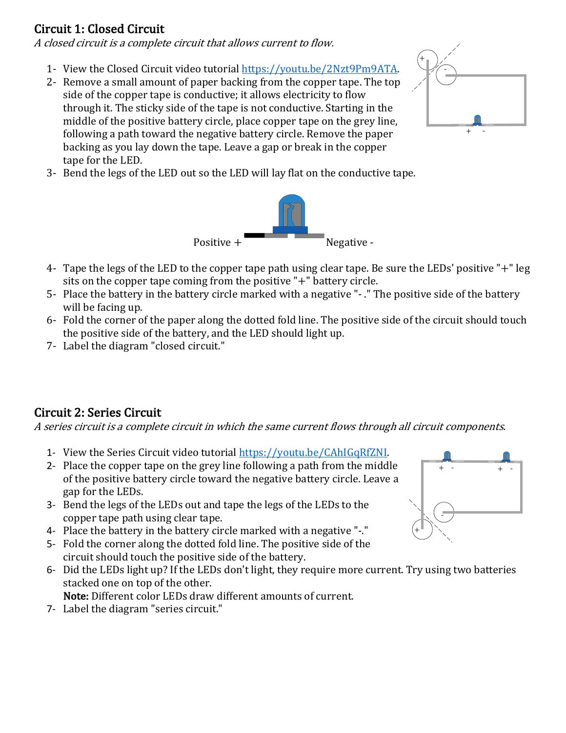## Circuit 1: Closed Circuit

*A closed circuit is a complete circuit that allows current to flow.*

1- View the Closed Circuit video tutorial https://youtu.be/2Nzt9Pm9ATA.
2- Remove a small amount of paper backing from the copper tape. The top side of the copper tape is conductive; it allows electricity to flow through it. The sticky side of the tape is not conductive. Starting in the middle of the positive battery circle, place copper tape on the grey line, following a path toward the negative battery circle. Remove the paper backing as you lay down the tape. Leave a gap or break in the copper tape for the LED.
3- Bend the legs of the LED out so the LED will lay flat on the conductive tape.

Positive + Negative -

4- Tape the legs of the LED to the copper tape path using clear tape. Be sure the LEDs' positive "+" leg sits on the copper tape coming from the positive "+" battery circle.
5- Place the battery in the battery circle marked with a negative "- ." The positive side of the battery will be facing up.
6- Fold the corner of the paper along the dotted fold line. The positive side of the circuit should touch the positive side of the battery, and the LED should light up.
7- Label the diagram "closed circuit."

## Circuit 2: Series Circuit

*A series circuit is a complete circuit in which the same current flows through all circuit components.*

1- View the Series Circuit video tutorial https://youtu.be/CAhIGqRfZNI.
2- Place the copper tape on the grey line following a path from the middle of the positive battery circle toward the negative battery circle. Leave a gap for the LEDs.
3- Bend the legs of the LEDs out and tape the legs of the LEDs to the copper tape path using clear tape.
4- Place the battery in the battery circle marked with a negative "-."
5- Fold the corner along the dotted fold line. The positive side of the circuit should touch the positive side of the battery.
6- Did the LEDs light up? If the LEDs don't light, they require more current. Try using two batteries stacked one on top of the other.
   **Note:** Different color LEDs draw different amounts of current.
7- Label the diagram "series circuit."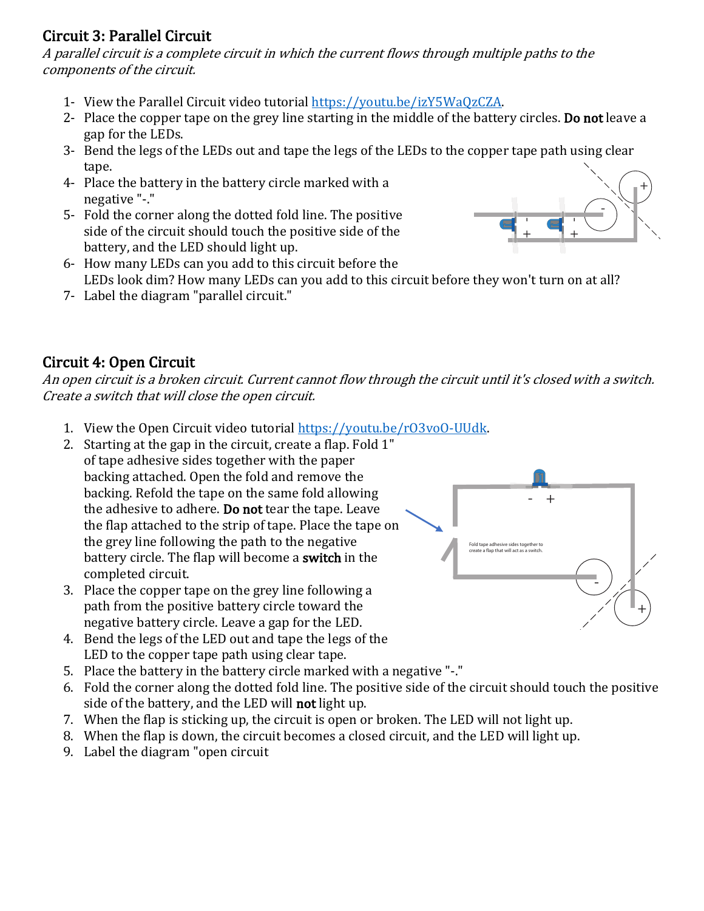## Circuit 3: Parallel Circuit

*A parallel circuit is a complete circuit in which the current flows through multiple paths to the components of the circuit.*

1- View the Parallel Circuit video tutorial https://youtu.be/izY5WaQzCZA.
2- Place the copper tape on the grey line starting in the middle of the battery circles. **Do not** leave a gap for the LEDs.
3- Bend the legs of the LEDs out and tape the legs of the LEDs to the copper tape path using clear tape.
4- Place the battery in the battery circle marked with a negative "-."
5- Fold the corner along the dotted fold line. The positive side of the circuit should touch the positive side of the battery, and the LED should light up.
6- How many LEDs can you add to this circuit before the LEDs look dim? How many LEDs can you add to this circuit before they won't turn on at all?
7- Label the diagram "parallel circuit."

## Circuit 4: Open Circuit

*An open circuit is a broken circuit. Current cannot flow through the circuit until it's closed with a switch. Create a switch that will close the open circuit.*

1. View the Open Circuit video tutorial https://youtu.be/rO3voO-UUdk.
2. Starting at the gap in the circuit, create a flap. Fold 1" of tape adhesive sides together with the paper backing attached. Open the fold and remove the backing. Refold the tape on the same fold allowing the adhesive to adhere. **Do not** tear the tape. Leave the flap attached to the strip of tape. Place the tape on the grey line following the path to the negative battery circle. The flap will become a **switch** in the completed circuit.
3. Place the copper tape on the grey line following a path from the positive battery circle toward the negative battery circle. Leave a gap for the LED.
4. Bend the legs of the LED out and tape the legs of the LED to the copper tape path using clear tape.
5. Place the battery in the battery circle marked with a negative "-."
6. Fold the corner along the dotted fold line. The positive side of the circuit should touch the positive side of the battery, and the LED will **not** light up.
7. When the flap is sticking up, the circuit is open or broken. The LED will not light up.
8. When the flap is down, the circuit becomes a closed circuit, and the LED will light up.
9. Label the diagram "open circuit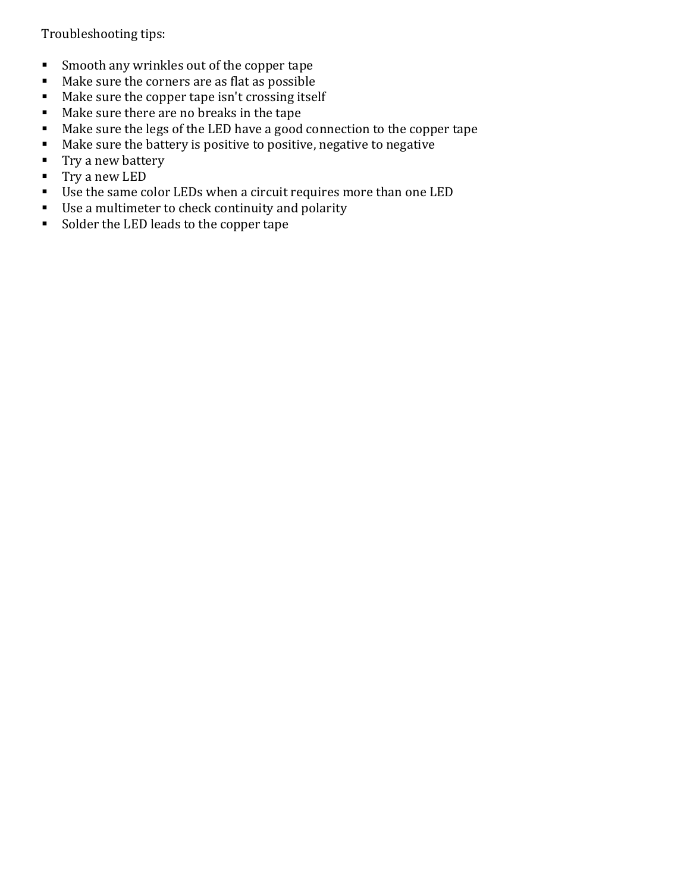Troubleshooting tips:

- Smooth any wrinkles out of the copper tape
- Make sure the corners are as flat as possible
- Make sure the copper tape isn't crossing itself
- Make sure there are no breaks in the tape
- Make sure the legs of the LED have a good connection to the copper tape
- Make sure the battery is positive to positive, negative to negative
- Try a new battery
- Try a new LED
- Use the same color LEDs when a circuit requires more than one LED
- Use a multimeter to check continuity and polarity
- Solder the LED leads to the copper tape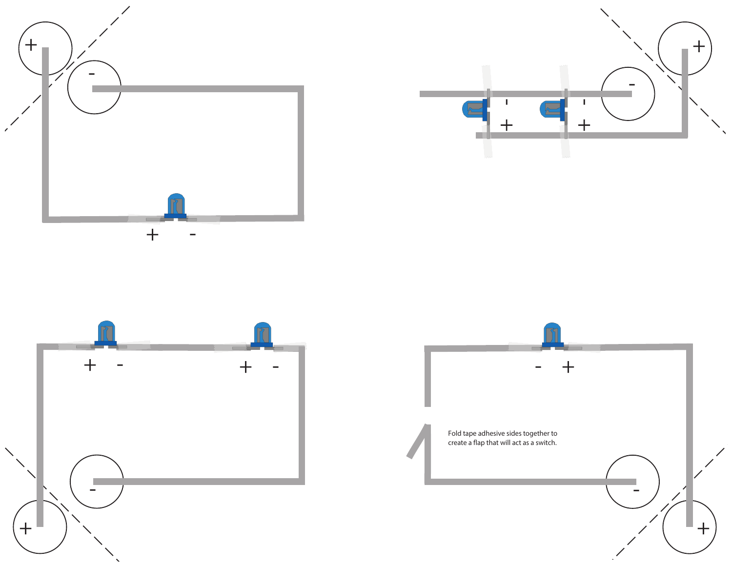+

-

+ -

+

-

' '

+ +

+ - + -

+

-

- +

Fold tape adhesive sides together to create a flap that will act as a switch.

-

+